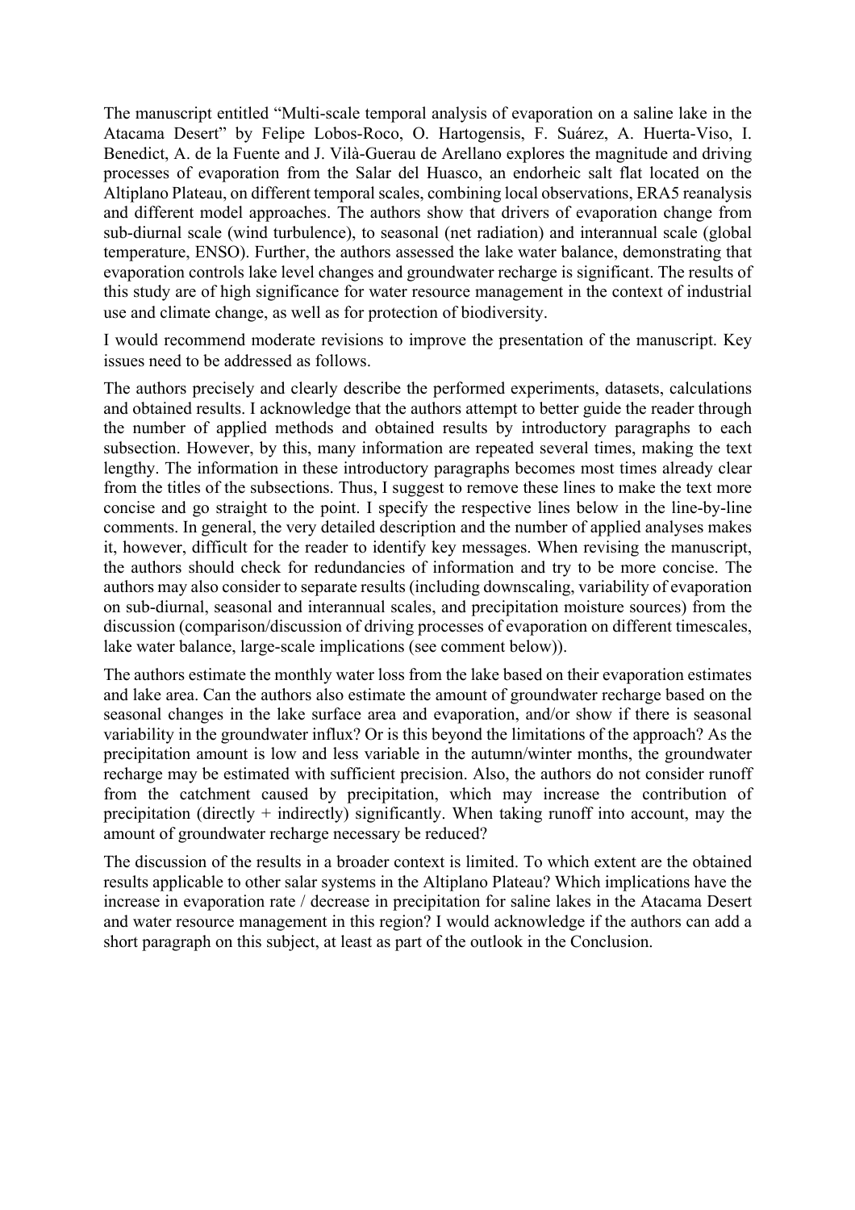The manuscript entitled "Multi-scale temporal analysis of evaporation on a saline lake in the Atacama Desert" by Felipe Lobos-Roco, O. Hartogensis, F. Suárez, A. Huerta-Viso, I. Benedict, A. de la Fuente and J. Vilà-Guerau de Arellano explores the magnitude and driving processes of evaporation from the Salar del Huasco, an endorheic salt flat located on the Altiplano Plateau, on different temporal scales, combining local observations, ERA5 reanalysis and different model approaches. The authors show that drivers of evaporation change from sub-diurnal scale (wind turbulence), to seasonal (net radiation) and interannual scale (global temperature, ENSO). Further, the authors assessed the lake water balance, demonstrating that evaporation controls lake level changes and groundwater recharge is significant. The results of this study are of high significance for water resource management in the context of industrial use and climate change, as well as for protection of biodiversity.

I would recommend moderate revisions to improve the presentation of the manuscript. Key issues need to be addressed as follows.

The authors precisely and clearly describe the performed experiments, datasets, calculations and obtained results. I acknowledge that the authors attempt to better guide the reader through the number of applied methods and obtained results by introductory paragraphs to each subsection. However, by this, many information are repeated several times, making the text lengthy. The information in these introductory paragraphs becomes most times already clear from the titles of the subsections. Thus, I suggest to remove these lines to make the text more concise and go straight to the point. I specify the respective lines below in the line-by-line comments. In general, the very detailed description and the number of applied analyses makes it, however, difficult for the reader to identify key messages. When revising the manuscript, the authors should check for redundancies of information and try to be more concise. The authors may also consider to separate results (including downscaling, variability of evaporation on sub-diurnal, seasonal and interannual scales, and precipitation moisture sources) from the discussion (comparison/discussion of driving processes of evaporation on different timescales, lake water balance, large-scale implications (see comment below)).

The authors estimate the monthly water loss from the lake based on their evaporation estimates and lake area. Can the authors also estimate the amount of groundwater recharge based on the seasonal changes in the lake surface area and evaporation, and/or show if there is seasonal variability in the groundwater influx? Or is this beyond the limitations of the approach? As the precipitation amount is low and less variable in the autumn/winter months, the groundwater recharge may be estimated with sufficient precision. Also, the authors do not consider runoff from the catchment caused by precipitation, which may increase the contribution of precipitation (directly + indirectly) significantly. When taking runoff into account, may the amount of groundwater recharge necessary be reduced?

The discussion of the results in a broader context is limited. To which extent are the obtained results applicable to other salar systems in the Altiplano Plateau? Which implications have the increase in evaporation rate / decrease in precipitation for saline lakes in the Atacama Desert and water resource management in this region? I would acknowledge if the authors can add a short paragraph on this subject, at least as part of the outlook in the Conclusion.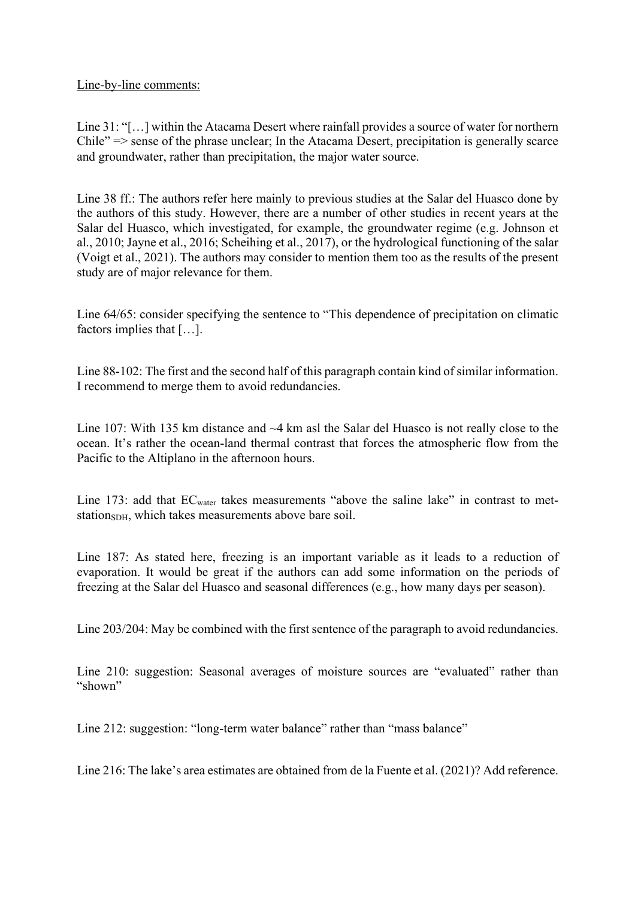Line-by-line comments:

Line 31: "[…] within the Atacama Desert where rainfall provides a source of water for northern Chile" => sense of the phrase unclear; In the Atacama Desert, precipitation is generally scarce and groundwater, rather than precipitation, the major water source.

Line 38 ff.: The authors refer here mainly to previous studies at the Salar del Huasco done by the authors of this study. However, there are a number of other studies in recent years at the Salar del Huasco, which investigated, for example, the groundwater regime (e.g. Johnson et al., 2010; Jayne et al., 2016; Scheihing et al., 2017), or the hydrological functioning of the salar (Voigt et al., 2021). The authors may consider to mention them too as the results of the present study are of major relevance for them.

Line 64/65: consider specifying the sentence to "This dependence of precipitation on climatic factors implies that […].

Line 88-102: The first and the second half of this paragraph contain kind of similar information. I recommend to merge them to avoid redundancies.

Line 107: With 135 km distance and ~4 km asl the Salar del Huasco is not really close to the ocean. It's rather the ocean-land thermal contrast that forces the atmospheric flow from the Pacific to the Altiplano in the afternoon hours.

Line 173: add that $EC_{water}$ takes measurements "above the saline lake" in contrast to met-$station_{SDH}$, which takes measurements above bare soil.

Line 187: As stated here, freezing is an important variable as it leads to a reduction of evaporation. It would be great if the authors can add some information on the periods of freezing at the Salar del Huasco and seasonal differences (e.g., how many days per season).

Line 203/204: May be combined with the first sentence of the paragraph to avoid redundancies.

Line 210: suggestion: Seasonal averages of moisture sources are "evaluated" rather than "shown"

Line 212: suggestion: "long-term water balance" rather than "mass balance"

Line 216: The lake's area estimates are obtained from de la Fuente et al. (2021)? Add reference.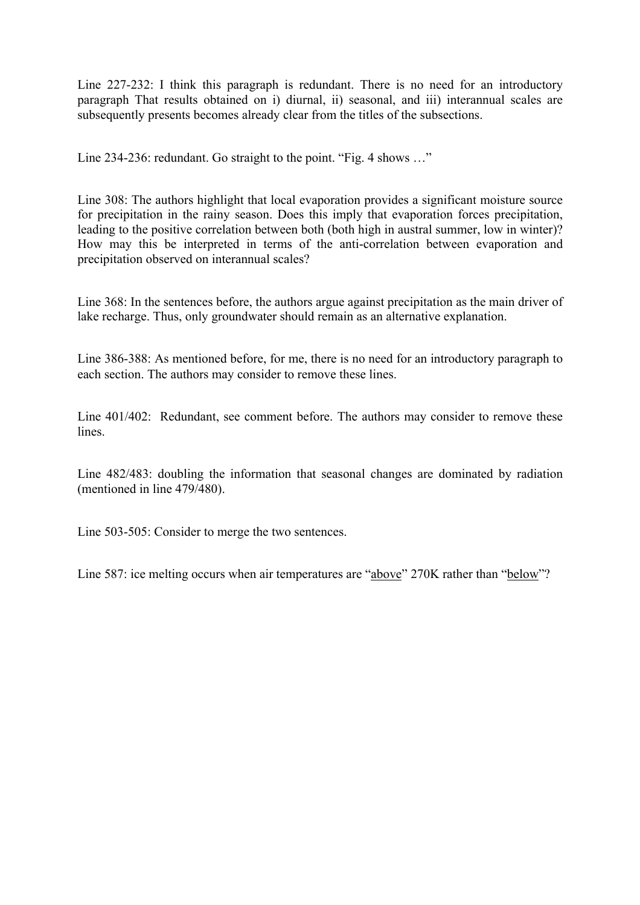Line 227-232: I think this paragraph is redundant. There is no need for an introductory paragraph That results obtained on i) diurnal, ii) seasonal, and iii) interannual scales are subsequently presents becomes already clear from the titles of the subsections.

Line 234-236: redundant. Go straight to the point. "Fig. 4 shows …"

Line 308: The authors highlight that local evaporation provides a significant moisture source for precipitation in the rainy season. Does this imply that evaporation forces precipitation, leading to the positive correlation between both (both high in austral summer, low in winter)? How may this be interpreted in terms of the anti-correlation between evaporation and precipitation observed on interannual scales?

Line 368: In the sentences before, the authors argue against precipitation as the main driver of lake recharge. Thus, only groundwater should remain as an alternative explanation.

Line 386-388: As mentioned before, for me, there is no need for an introductory paragraph to each section. The authors may consider to remove these lines.

Line 401/402: Redundant, see comment before. The authors may consider to remove these lines.

Line 482/483: doubling the information that seasonal changes are dominated by radiation (mentioned in line 479/480).

Line 503-505: Consider to merge the two sentences.

Line 587: ice melting occurs when air temperatures are "above" 270K rather than "below"?